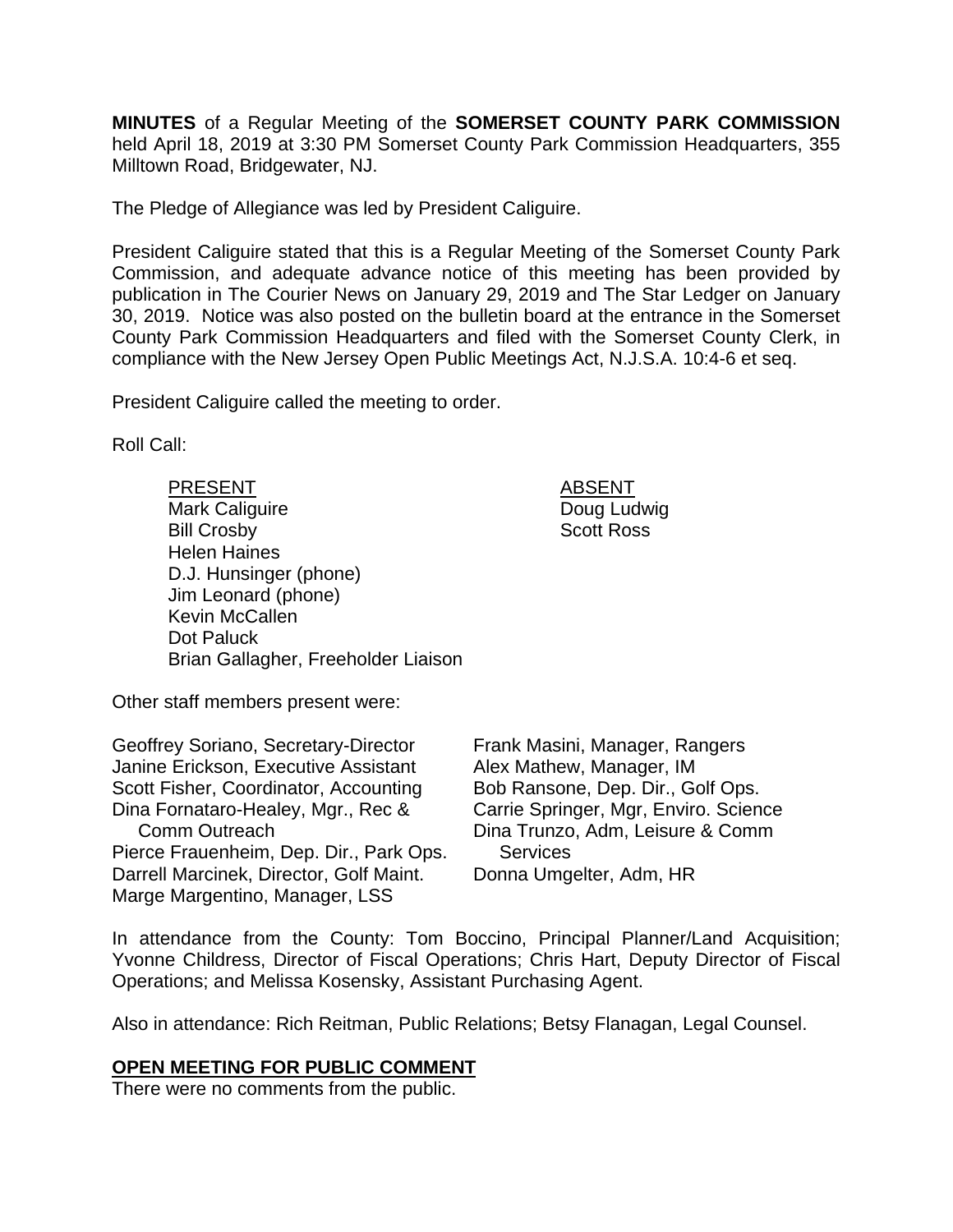**MINUTES** of a Regular Meeting of the **SOMERSET COUNTY PARK COMMISSION** held April 18, 2019 at 3:30 PM Somerset County Park Commission Headquarters, 355 Milltown Road, Bridgewater, NJ.

The Pledge of Allegiance was led by President Caliguire.

President Caliguire stated that this is a Regular Meeting of the Somerset County Park Commission, and adequate advance notice of this meeting has been provided by publication in The Courier News on January 29, 2019 and The Star Ledger on January 30, 2019. Notice was also posted on the bulletin board at the entrance in the Somerset County Park Commission Headquarters and filed with the Somerset County Clerk, in compliance with the New Jersey Open Public Meetings Act, N.J.S.A. 10:4-6 et seq.

President Caliguire called the meeting to order.

Roll Call:

| PRESENT | ABSENT |
|---|---|
| Mark Caliguire | Doug Ludwig |
| Bill Crosby | Scott Ross |
| Helen Haines | |
| D.J. Hunsinger (phone) | |
| Jim Leonard (phone) | |
| Kevin McCallen | |
| Dot Paluck | |
| Brian Gallagher, Freeholder Liaison | |

Other staff members present were:

Geoffrey Soriano, Secretary-Director
Janine Erickson, Executive Assistant
Scott Fisher, Coordinator, Accounting
Dina Fornataro-Healey, Mgr., Rec & Comm Outreach
Pierce Frauenheim, Dep. Dir., Park Ops.
Darrell Marcinek, Director, Golf Maint.
Marge Margentino, Manager, LSS
Frank Masini, Manager, Rangers
Alex Mathew, Manager, IM
Bob Ransone, Dep. Dir., Golf Ops.
Carrie Springer, Mgr, Enviro. Science
Dina Trunzo, Adm, Leisure & Comm Services
Donna Umgelter, Adm, HR

In attendance from the County: Tom Boccino, Principal Planner/Land Acquisition; Yvonne Childress, Director of Fiscal Operations; Chris Hart, Deputy Director of Fiscal Operations; and Melissa Kosensky, Assistant Purchasing Agent.

Also in attendance: Rich Reitman, Public Relations; Betsy Flanagan, Legal Counsel.

## OPEN MEETING FOR PUBLIC COMMENT

There were no comments from the public.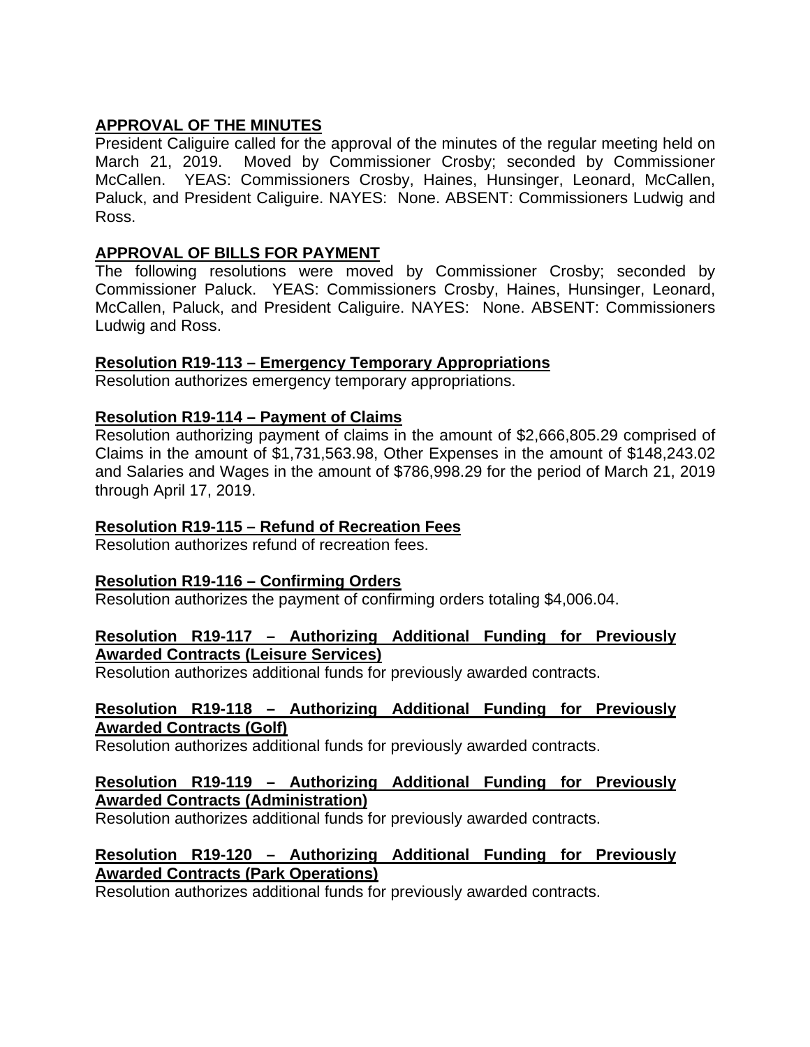**APPROVAL OF THE MINUTES**

President Caliguire called for the approval of the minutes of the regular meeting held on March 21, 2019. Moved by Commissioner Crosby; seconded by Commissioner McCallen. YEAS: Commissioners Crosby, Haines, Hunsinger, Leonard, McCallen, Paluck, and President Caliguire. NAYES: None. ABSENT: Commissioners Ludwig and Ross.

**APPROVAL OF BILLS FOR PAYMENT**

The following resolutions were moved by Commissioner Crosby; seconded by Commissioner Paluck. YEAS: Commissioners Crosby, Haines, Hunsinger, Leonard, McCallen, Paluck, and President Caliguire. NAYES: None. ABSENT: Commissioners Ludwig and Ross.

**Resolution R19-113 – Emergency Temporary Appropriations**

Resolution authorizes emergency temporary appropriations.

**Resolution R19-114 – Payment of Claims**

Resolution authorizing payment of claims in the amount of $2,666,805.29 comprised of Claims in the amount of $1,731,563.98, Other Expenses in the amount of $148,243.02 and Salaries and Wages in the amount of $786,998.29 for the period of March 21, 2019 through April 17, 2019.

**Resolution R19-115 – Refund of Recreation Fees**

Resolution authorizes refund of recreation fees.

**Resolution R19-116 – Confirming Orders**

Resolution authorizes the payment of confirming orders totaling $4,006.04.

**Resolution R19-117 – Authorizing Additional Funding for Previously Awarded Contracts (Leisure Services)**

Resolution authorizes additional funds for previously awarded contracts.

**Resolution R19-118 – Authorizing Additional Funding for Previously Awarded Contracts (Golf)**

Resolution authorizes additional funds for previously awarded contracts.

**Resolution R19-119 – Authorizing Additional Funding for Previously Awarded Contracts (Administration)**

Resolution authorizes additional funds for previously awarded contracts.

**Resolution R19-120 – Authorizing Additional Funding for Previously Awarded Contracts (Park Operations)**

Resolution authorizes additional funds for previously awarded contracts.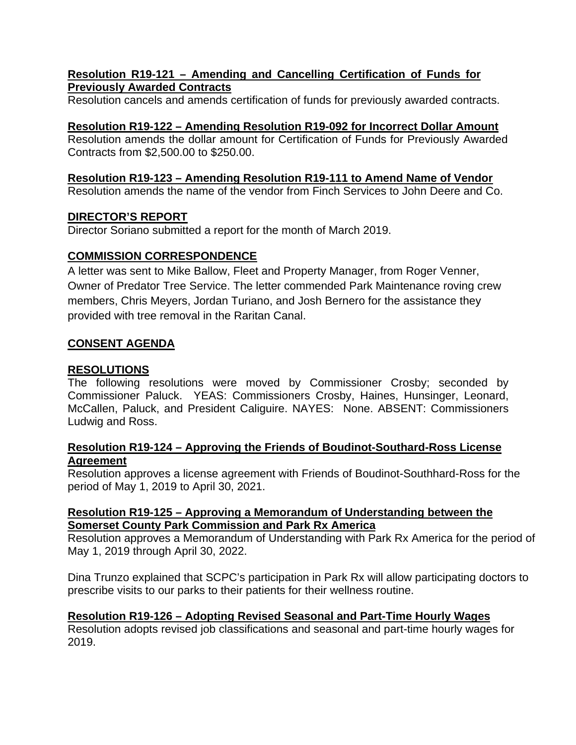**Resolution R19-121 – Amending and Cancelling Certification of Funds for Previously Awarded Contracts**
Resolution cancels and amends certification of funds for previously awarded contracts.

**Resolution R19-122 – Amending Resolution R19-092 for Incorrect Dollar Amount**
Resolution amends the dollar amount for Certification of Funds for Previously Awarded Contracts from $2,500.00 to $250.00.

**Resolution R19-123 – Amending Resolution R19-111 to Amend Name of Vendor**
Resolution amends the name of the vendor from Finch Services to John Deere and Co.

**DIRECTOR'S REPORT**
Director Soriano submitted a report for the month of March 2019.

**COMMISSION CORRESPONDENCE**
A letter was sent to Mike Ballow, Fleet and Property Manager, from Roger Venner, Owner of Predator Tree Service. The letter commended Park Maintenance roving crew members, Chris Meyers, Jordan Turiano, and Josh Bernero for the assistance they provided with tree removal in the Raritan Canal.

**CONSENT AGENDA**

**RESOLUTIONS**
The following resolutions were moved by Commissioner Crosby; seconded by Commissioner Paluck. YEAS: Commissioners Crosby, Haines, Hunsinger, Leonard, McCallen, Paluck, and President Caliguire. NAYES: None. ABSENT: Commissioners Ludwig and Ross.

**Resolution R19-124 – Approving the Friends of Boudinot-Southard-Ross License Agreement**
Resolution approves a license agreement with Friends of Boudinot-Southhard-Ross for the period of May 1, 2019 to April 30, 2021.

**Resolution R19-125 – Approving a Memorandum of Understanding between the Somerset County Park Commission and Park Rx America**
Resolution approves a Memorandum of Understanding with Park Rx America for the period of May 1, 2019 through April 30, 2022.

Dina Trunzo explained that SCPC's participation in Park Rx will allow participating doctors to prescribe visits to our parks to their patients for their wellness routine.

**Resolution R19-126 – Adopting Revised Seasonal and Part-Time Hourly Wages**
Resolution adopts revised job classifications and seasonal and part-time hourly wages for 2019.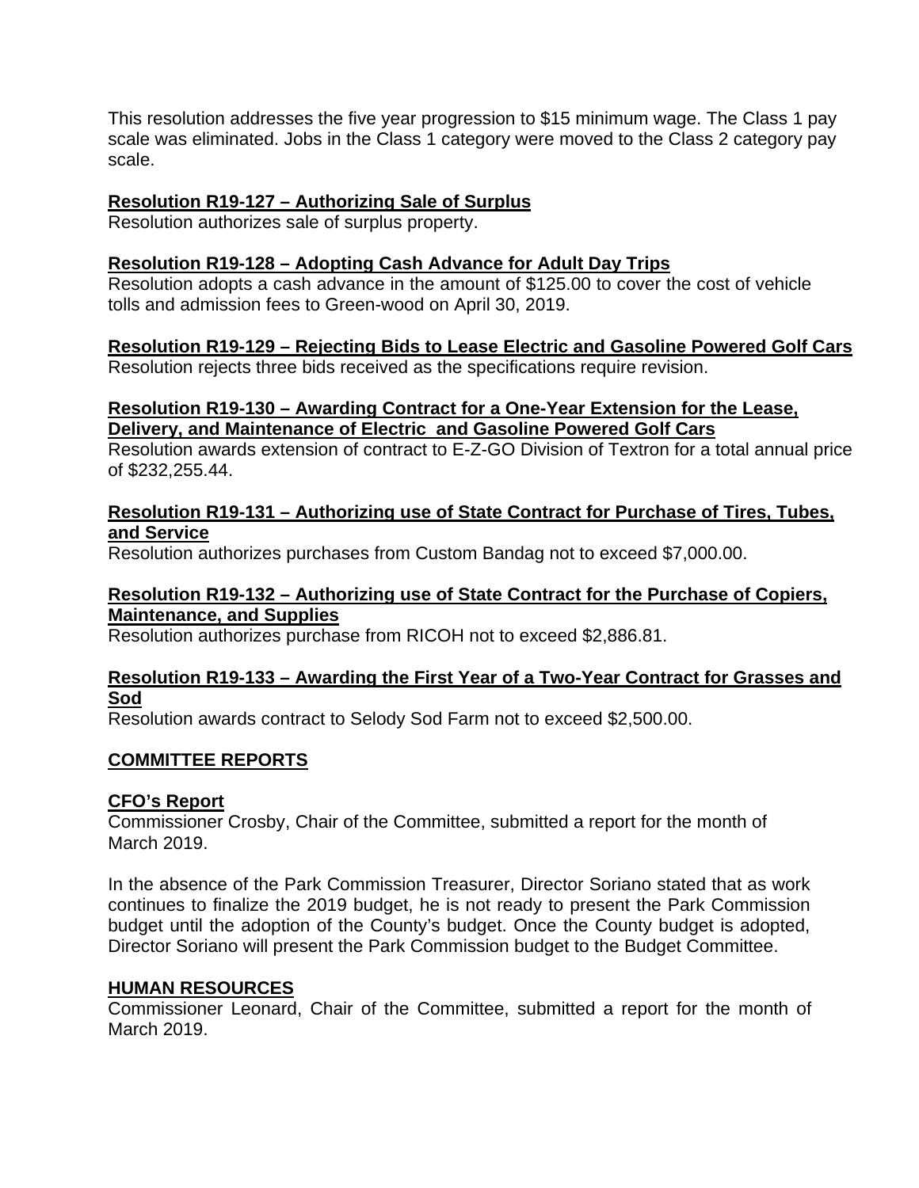This resolution addresses the five year progression to $15 minimum wage. The Class 1 pay scale was eliminated. Jobs in the Class 1 category were moved to the Class 2 category pay scale.

**Resolution R19-127 – Authorizing Sale of Surplus**
Resolution authorizes sale of surplus property.

**Resolution R19-128 – Adopting Cash Advance for Adult Day Trips**
Resolution adopts a cash advance in the amount of $125.00 to cover the cost of vehicle tolls and admission fees to Green-wood on April 30, 2019.

**Resolution R19-129 – Rejecting Bids to Lease Electric and Gasoline Powered Golf Cars**
Resolution rejects three bids received as the specifications require revision.

**Resolution R19-130 – Awarding Contract for a One-Year Extension for the Lease, Delivery, and Maintenance of Electric and Gasoline Powered Golf Cars**
Resolution awards extension of contract to E-Z-GO Division of Textron for a total annual price of $232,255.44.

**Resolution R19-131 – Authorizing use of State Contract for Purchase of Tires, Tubes, and Service**
Resolution authorizes purchases from Custom Bandag not to exceed $7,000.00.

**Resolution R19-132 – Authorizing use of State Contract for the Purchase of Copiers, Maintenance, and Supplies**
Resolution authorizes purchase from RICOH not to exceed $2,886.81.

**Resolution R19-133 – Awarding the First Year of a Two-Year Contract for Grasses and Sod**
Resolution awards contract to Selody Sod Farm not to exceed $2,500.00.

## COMMITTEE REPORTS

**CFO's Report**
Commissioner Crosby, Chair of the Committee, submitted a report for the month of March 2019.

In the absence of the Park Commission Treasurer, Director Soriano stated that as work continues to finalize the 2019 budget, he is not ready to present the Park Commission budget until the adoption of the County's budget. Once the County budget is adopted, Director Soriano will present the Park Commission budget to the Budget Committee.

**HUMAN RESOURCES**
Commissioner Leonard, Chair of the Committee, submitted a report for the month of March 2019.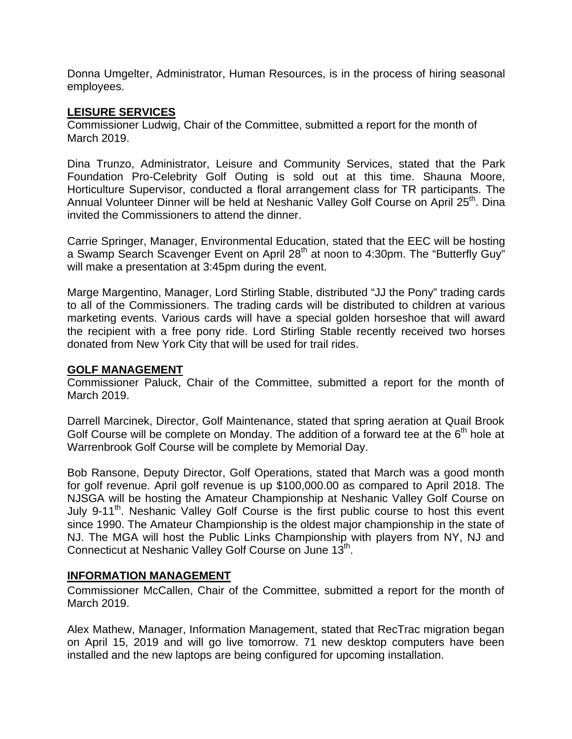Donna Umgelter, Administrator, Human Resources, is in the process of hiring seasonal employees.

## LEISURE SERVICES

Commissioner Ludwig, Chair of the Committee, submitted a report for the month of March 2019.

Dina Trunzo, Administrator, Leisure and Community Services, stated that the Park Foundation Pro-Celebrity Golf Outing is sold out at this time. Shauna Moore, Horticulture Supervisor, conducted a floral arrangement class for TR participants. The Annual Volunteer Dinner will be held at Neshanic Valley Golf Course on April 25th. Dina invited the Commissioners to attend the dinner.

Carrie Springer, Manager, Environmental Education, stated that the EEC will be hosting a Swamp Search Scavenger Event on April 28th at noon to 4:30pm. The "Butterfly Guy" will make a presentation at 3:45pm during the event.

Marge Margentino, Manager, Lord Stirling Stable, distributed "JJ the Pony" trading cards to all of the Commissioners. The trading cards will be distributed to children at various marketing events. Various cards will have a special golden horseshoe that will award the recipient with a free pony ride. Lord Stirling Stable recently received two horses donated from New York City that will be used for trail rides.

## GOLF MANAGEMENT

Commissioner Paluck, Chair of the Committee, submitted a report for the month of March 2019.

Darrell Marcinek, Director, Golf Maintenance, stated that spring aeration at Quail Brook Golf Course will be complete on Monday. The addition of a forward tee at the 6th hole at Warrenbrook Golf Course will be complete by Memorial Day.

Bob Ransone, Deputy Director, Golf Operations, stated that March was a good month for golf revenue. April golf revenue is up $100,000.00 as compared to April 2018. The NJSGA will be hosting the Amateur Championship at Neshanic Valley Golf Course on July 9-11th. Neshanic Valley Golf Course is the first public course to host this event since 1990. The Amateur Championship is the oldest major championship in the state of NJ. The MGA will host the Public Links Championship with players from NY, NJ and Connecticut at Neshanic Valley Golf Course on June 13th.

## INFORMATION MANAGEMENT

Commissioner McCallen, Chair of the Committee, submitted a report for the month of March 2019.

Alex Mathew, Manager, Information Management, stated that RecTrac migration began on April 15, 2019 and will go live tomorrow. 71 new desktop computers have been installed and the new laptops are being configured for upcoming installation.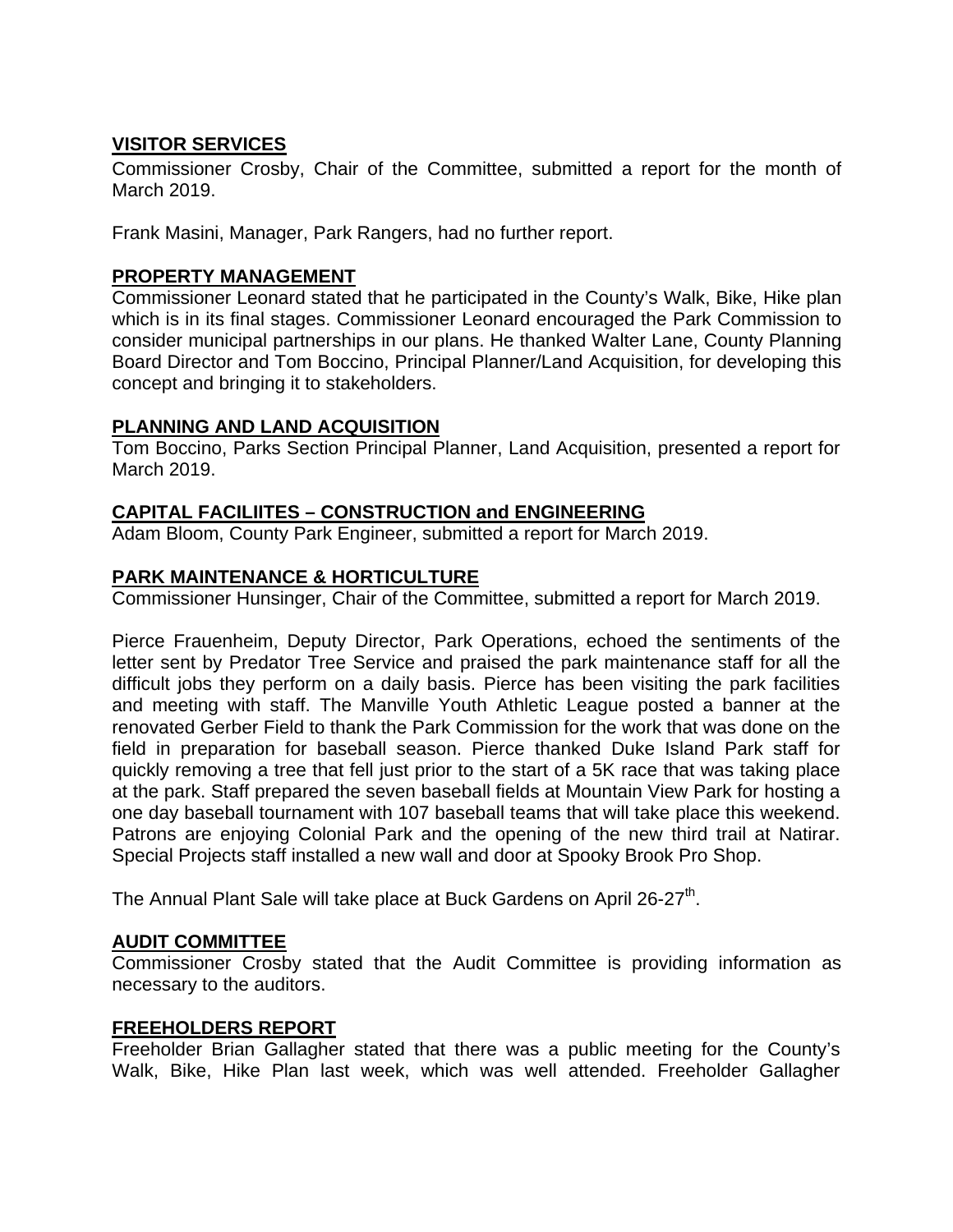## VISITOR SERVICES

Commissioner Crosby, Chair of the Committee, submitted a report for the month of March 2019.

Frank Masini, Manager, Park Rangers, had no further report.

## PROPERTY MANAGEMENT

Commissioner Leonard stated that he participated in the County's Walk, Bike, Hike plan which is in its final stages. Commissioner Leonard encouraged the Park Commission to consider municipal partnerships in our plans. He thanked Walter Lane, County Planning Board Director and Tom Boccino, Principal Planner/Land Acquisition, for developing this concept and bringing it to stakeholders.

## PLANNING AND LAND ACQUISITION

Tom Boccino, Parks Section Principal Planner, Land Acquisition, presented a report for March 2019.

## CAPITAL FACILIITES – CONSTRUCTION and ENGINEERING

Adam Bloom, County Park Engineer, submitted a report for March 2019.

## PARK MAINTENANCE & HORTICULTURE

Commissioner Hunsinger, Chair of the Committee, submitted a report for March 2019.

Pierce Frauenheim, Deputy Director, Park Operations, echoed the sentiments of the letter sent by Predator Tree Service and praised the park maintenance staff for all the difficult jobs they perform on a daily basis. Pierce has been visiting the park facilities and meeting with staff. The Manville Youth Athletic League posted a banner at the renovated Gerber Field to thank the Park Commission for the work that was done on the field in preparation for baseball season. Pierce thanked Duke Island Park staff for quickly removing a tree that fell just prior to the start of a 5K race that was taking place at the park. Staff prepared the seven baseball fields at Mountain View Park for hosting a one day baseball tournament with 107 baseball teams that will take place this weekend. Patrons are enjoying Colonial Park and the opening of the new third trail at Natirar. Special Projects staff installed a new wall and door at Spooky Brook Pro Shop.

The Annual Plant Sale will take place at Buck Gardens on April 26-27th.

## AUDIT COMMITTEE

Commissioner Crosby stated that the Audit Committee is providing information as necessary to the auditors.

## FREEHOLDERS REPORT

Freeholder Brian Gallagher stated that there was a public meeting for the County's Walk, Bike, Hike Plan last week, which was well attended. Freeholder Gallagher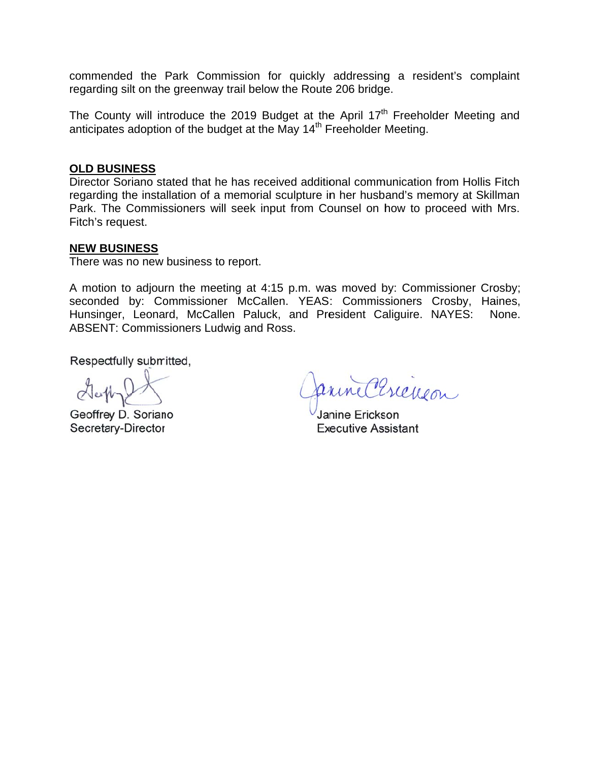commended the Park Commission for quickly addressing a resident's complaint regarding silt on the greenway trail below the Route 206 bridge.

The County will introduce the 2019 Budget at the April 17th Freeholder Meeting and anticipates adoption of the budget at the May 14th Freeholder Meeting.

**OLD BUSINESS**

Director Soriano stated that he has received additional communication from Hollis Fitch regarding the installation of a memorial sculpture in her husband's memory at Skillman Park. The Commissioners will seek input from Counsel on how to proceed with Mrs. Fitch's request.

**NEW BUSINESS**

There was no new business to report.

A motion to adjourn the meeting at 4:15 p.m. was moved by: Commissioner Crosby; seconded by: Commissioner McCallen. YEAS: Commissioners Crosby, Haines, Hunsinger, Leonard, McCallen Paluck, and President Caliguire. NAYES: None. ABSENT: Commissioners Ludwig and Ross.

Respectfully submitted,

Geoffrey D. Soriano
Secretary-Director

Janine Erickson
Executive Assistant